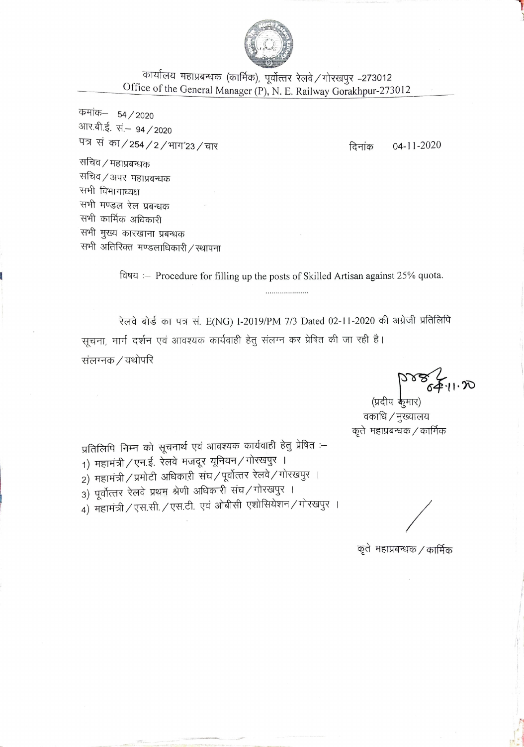कार्यालय महाप्रबन्धक (कार्मिक), पूर्वोत्तर रेलवे / गोरखपुर -273012
Office of the General Manager (P), N. E. Railway Gorakhpur-273012

क्रमांक– 54 / 2020
आर.बी.ई. सं.– 94 / 2020
पत्र सं का / 254 / 2 / भाग'23 / चार

दिनांक 04-11-2020

सचिव / महाप्रबन्धक
सचिव / अपर महाप्रबन्धक
सभी विभागाध्यक्ष
सभी मण्डल रेल प्रबन्धक
सभी कार्मिक अधिकारी
सभी मुख्य कारखाना प्रबन्धक
सभी अतिरिक्त मण्डलाधिकारी / स्थापना

विषय :– Procedure for filling up the posts of Skilled Artisan against 25% quota.

.......................

रेलवे बोर्ड का पत्र सं. E(NG) I-2019/PM 7/3 Dated 02-11-2020 की अंग्रेजी प्रतिलिपि सूचना, मार्ग दर्शन एवं आवश्यक कार्यवाही हेतु संलग्न कर प्रेषित की जा रही है।
संलग्नक / यथोपरि

04.11.20
(प्रदीप कुमार)
वकाधि / मुख्यालय
कृते महाप्रबन्धक / कार्मिक

प्रतिलिपि निम्न को सूचनार्थ एवं आवश्यक कार्यवाही हेतु प्रेषित :–
1) महामंत्री / एन.ई. रेलवे मजदूर यूनियन / गोरखपुर ।
2) महामंत्री / प्रमोटी अधिकारी संघ / पूर्वोत्तर रेलवे / गोरखपुर ।
3) पूर्वोत्तर रेलवे प्रथम श्रेणी अधिकारी संघ / गोरखपुर ।
4) महामंत्री / एस.सी. / एस.टी. एवं ओबीसी एशोसियेशन / गोरखपुर ।

कृते महाप्रबन्धक / कार्मिक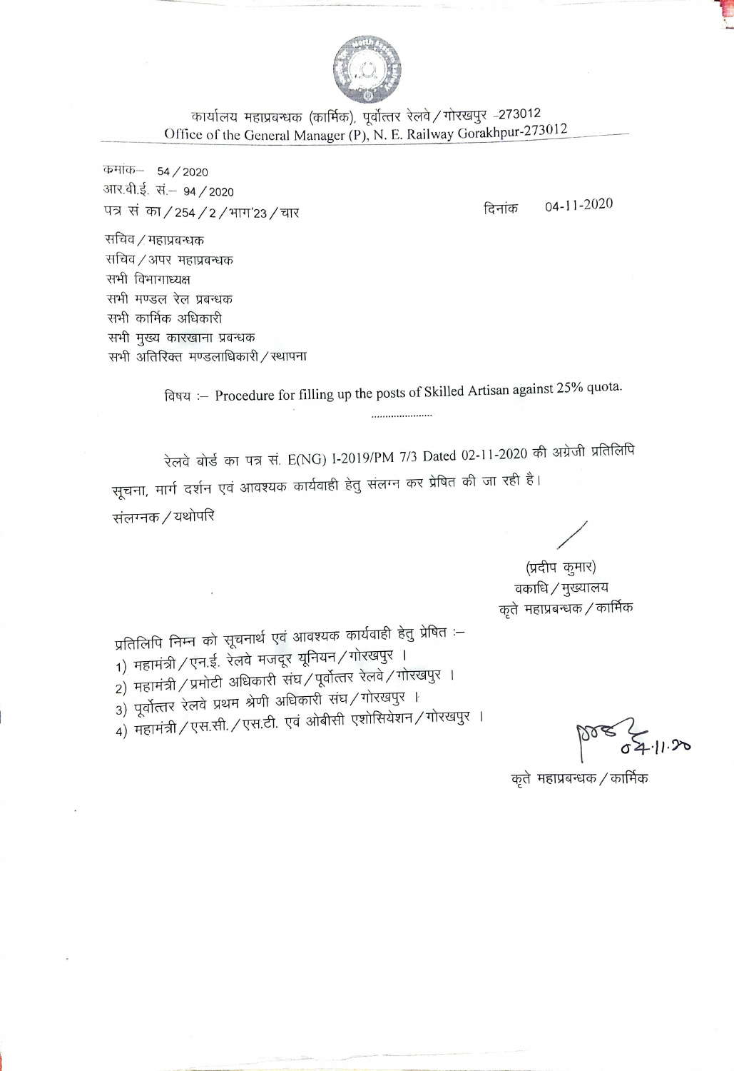कार्यालय महाप्रबन्धक (कार्मिक), पूर्वोत्तर रेलवे / गोरखपुर -273012

Office of the General Manager (P), N. E. Railway Gorakhpur-273012

क्रमांक– 54 / 2020

आर.वी.ई. सं.– 94 / 2020

पत्र सं का / 254 / 2 / भाग'23 / चार

दिनांक 04-11-2020

सचिव / महाप्रबन्धक
सचिव / अपर महाप्रबन्धक
सभी विभागाध्यक्ष
सभी मण्डल रेल प्रबन्धक
सभी कार्मिक अधिकारी
सभी मुख्य कारखाना प्रबन्धक
सभी अतिरिक्त मण्डलाधिकारी / स्थापना

विषय :– Procedure for filling up the posts of Skilled Artisan against 25% quota.

......................

रेलवे बोर्ड का पत्र सं. E(NG) I-2019/PM 7/3 Dated 02-11-2020 की अंग्रेजी प्रतिलिपि सूचना, मार्ग दर्शन एवं आवश्यक कार्यवाही हेतु संलग्न कर प्रेषित की जा रही है।

संलग्नक / यथोपरि

(प्रदीप कुमार)
वकाधि / मुख्यालय
कृते महाप्रबन्धक / कार्मिक

प्रतिलिपि निम्न को सूचनार्थ एवं आवश्यक कार्यवाही हेतु प्रेषित :–

1) महामंत्री / एन.ई. रेलवे मजदूर यूनियन / गोरखपुर ।
2) महामंत्री / प्रमोटी अधिकारी संघ / पूर्वोत्तर रेलवे / गोरखपुर ।
3) पूर्वोत्तर रेलवे प्रथम श्रेणी अधिकारी संघ / गोरखपुर ।
4) महामंत्री / एस.सी. / एस.टी. एवं ओबीसी एशोसियेशन / गोरखपुर ।

04.11.20

कृते महाप्रबन्धक / कार्मिक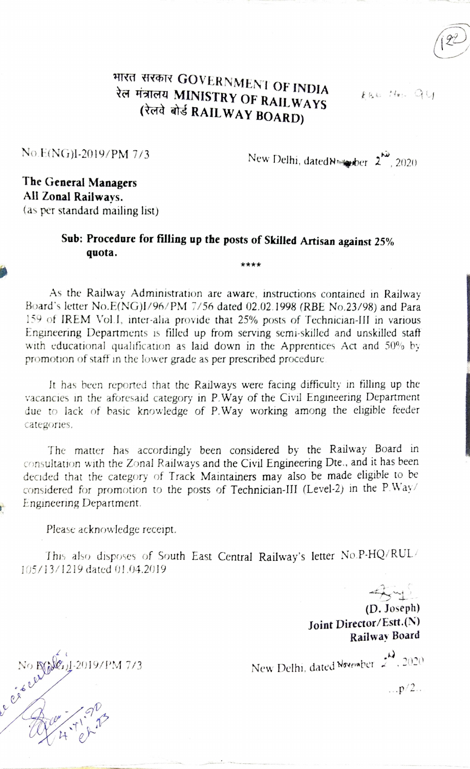भारत सरकार GOVERNMENT OF INDIA
रेल मंत्रालय MINISTRY OF RAILWAYS
(रेलवे बोर्ड RAILWAY BOARD)

RBE No. 94

No.E(NG)I-2019/PM 7/3

New Delhi, dated November 2nd, 2020

**The General Managers**
**All Zonal Railways.**
(as per standard mailing list)

**Sub: Procedure for filling up the posts of Skilled Artisan against 25% quota.**

****

As the Railway Administration are aware, instructions contained in Railway Board's letter No.E(NG)I/96/PM 7/56 dated 02.02.1998 (RBE No.23/98) and Para 159 of IREM Vol.I, inter-alia provide that 25% posts of Technician-III in various Engineering Departments is filled up from serving semi-skilled and unskilled staff with educational qualification as laid down in the Apprentices Act and 50% by promotion of staff in the lower grade as per prescribed procedure.

It has been reported that the Railways were facing difficulty in filling up the vacancies in the aforesaid category in P.Way of the Civil Engineering Department due to lack of basic knowledge of P.Way working among the eligible feeder categories.

The matter has accordingly been considered by the Railway Board in consultation with the Zonal Railways and the Civil Engineering Dte., and it has been decided that the category of Track Maintainers may also be made eligible to be considered for promotion to the posts of Technician-III (Level-2) in the P.Way/Engineering Department.

Please acknowledge receipt.

This also disposes of South East Central Railway's letter No.P-HQ/RUL/105/13/1219 dated 01.04.2019

(D. Joseph)
**Joint Director/Estt.(N)**
**Railway Board**

No.E(NG)I-2019/PM 7/3

New Delhi, dated November 2nd, 2020

...p/2..